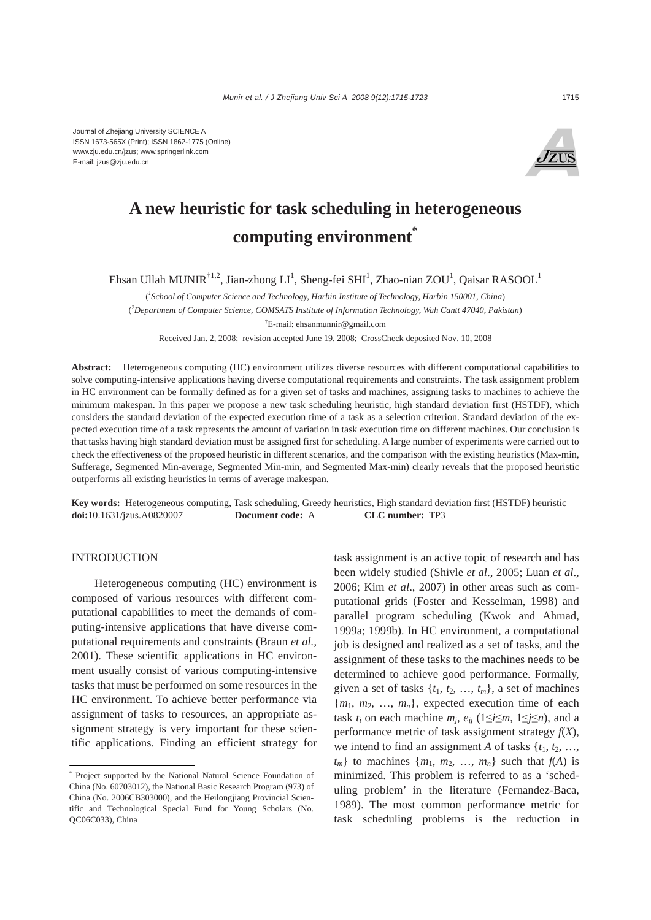Journal of Zhejiang University SCIENCE A
ISSN 1673-565X (Print); ISSN 1862-1775 (Online)
www.zju.edu.cn/jzus; www.springerlink.com
E-mail: jzus@zju.edu.cn

# A new heuristic for task scheduling in heterogeneous computing environment*

Ehsan Ullah MUNIR[†1,2], Jian-zhong LI[1], Sheng-fei SHI[1], Zhao-nian ZOU[1], Qaisar RASOOL[1]

([1]*School of Computer Science and Technology, Harbin Institute of Technology, Harbin 150001, China*)

([2]*Department of Computer Science, COMSATS Institute of Information Technology, Wah Cantt 47040, Pakistan*)

[†]E-mail: ehsanmunnir@gmail.com

Received Jan. 2, 2008; revision accepted June 19, 2008; CrossCheck deposited Nov. 10, 2008

**Abstract:** Heterogeneous computing (HC) environment utilizes diverse resources with different computational capabilities to solve computing-intensive applications having diverse computational requirements and constraints. The task assignment problem in HC environment can be formally defined as for a given set of tasks and machines, assigning tasks to machines to achieve the minimum makespan. In this paper we propose a new task scheduling heuristic, high standard deviation first (HSTDF), which considers the standard deviation of the expected execution time of a task as a selection criterion. Standard deviation of the expected execution time of a task represents the amount of variation in task execution time on different machines. Our conclusion is that tasks having high standard deviation must be assigned first for scheduling. A large number of experiments were carried out to check the effectiveness of the proposed heuristic in different scenarios, and the comparison with the existing heuristics (Max-min, Sufferage, Segmented Min-average, Segmented Min-min, and Segmented Max-min) clearly reveals that the proposed heuristic outperforms all existing heuristics in terms of average makespan.

**Key words:** Heterogeneous computing, Task scheduling, Greedy heuristics, High standard deviation first (HSTDF) heuristic
**doi:**10.1631/jzus.A0820007 **Document code:** A **CLC number:** TP3

## INTRODUCTION

Heterogeneous computing (HC) environment is composed of various resources with different computational capabilities to meet the demands of computing-intensive applications that have diverse computational requirements and constraints (Braun *et al.*, 2001). These scientific applications in HC environment usually consist of various computing-intensive tasks that must be performed on some resources in the HC environment. To achieve better performance via assignment of tasks to resources, an appropriate assignment strategy is very important for these scientific applications. Finding an efficient strategy for task assignment is an active topic of research and has been widely studied (Shivle *et al*., 2005; Luan *et al*., 2006; Kim *et al*., 2007) in other areas such as computational grids (Foster and Kesselman, 1998) and parallel program scheduling (Kwok and Ahmad, 1999a; 1999b). In HC environment, a computational job is designed and realized as a set of tasks, and the assignment of these tasks to the machines needs to be determined to achieve good performance. Formally, given a set of tasks $\{t_1, t_2, \ldots, t_m\}$, a set of machines $\{m_1, m_2, \ldots, m_n\}$, expected execution time of each task $t_i$ on each machine $m_j$, $e_{ij}$ ($1\le i\le m$, $1\le j\le n$), and a performance metric of task assignment strategy $f(X)$, we intend to find an assignment $A$ of tasks $\{t_1, t_2, \ldots, t_m\}$ to machines $\{m_1, m_2, \ldots, m_n\}$ such that $f(A)$ is minimized. This problem is referred to as a 'scheduling problem' in the literature (Fernandez-Baca, 1989). The most common performance metric for task scheduling problems is the reduction in

---

* Project supported by the National Natural Science Foundation of China (No. 60703012), the National Basic Research Program (973) of China (No. 2006CB303000), and the Heilongjiang Provincial Scientific and Technological Special Fund for Young Scholars (No. QC06C033), China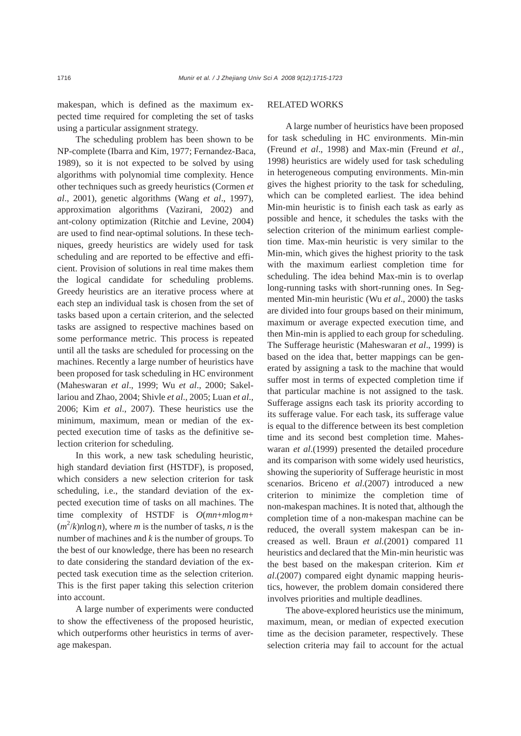makespan, which is defined as the maximum expected time required for completing the set of tasks using a particular assignment strategy.

The scheduling problem has been shown to be NP-complete (Ibarra and Kim, 1977; Fernandez-Baca, 1989), so it is not expected to be solved by using algorithms with polynomial time complexity. Hence other techniques such as greedy heuristics (Cormen *et al*., 2001), genetic algorithms (Wang *et al*., 1997), approximation algorithms (Vazirani, 2002) and ant-colony optimization (Ritchie and Levine, 2004) are used to find near-optimal solutions. In these techniques, greedy heuristics are widely used for task scheduling and are reported to be effective and efficient. Provision of solutions in real time makes them the logical candidate for scheduling problems. Greedy heuristics are an iterative process where at each step an individual task is chosen from the set of tasks based upon a certain criterion, and the selected tasks are assigned to respective machines based on some performance metric. This process is repeated until all the tasks are scheduled for processing on the machines. Recently a large number of heuristics have been proposed for task scheduling in HC environment (Maheswaran *et al*., 1999; Wu *et al*., 2000; Sakellariou and Zhao, 2004; Shivle *et al*., 2005; Luan *et al*., 2006; Kim *et al*., 2007). These heuristics use the minimum, maximum, mean or median of the expected execution time of tasks as the definitive selection criterion for scheduling.

In this work, a new task scheduling heuristic, high standard deviation first (HSTDF), is proposed, which considers a new selection criterion for task scheduling, i.e., the standard deviation of the expected execution time of tasks on all machines. The time complexity of HSTDF is $O(mn+m\log m+(m^2/k)n\log n)$, where $m$ is the number of tasks, $n$ is the number of machines and $k$ is the number of groups. To the best of our knowledge, there has been no research to date considering the standard deviation of the expected task execution time as the selection criterion. This is the first paper taking this selection criterion into account.

A large number of experiments were conducted to show the effectiveness of the proposed heuristic, which outperforms other heuristics in terms of average makespan.

## RELATED WORKS

A large number of heuristics have been proposed for task scheduling in HC environments. Min-min (Freund *et al*., 1998) and Max-min (Freund *et al.*, 1998) heuristics are widely used for task scheduling in heterogeneous computing environments. Min-min gives the highest priority to the task for scheduling, which can be completed earliest. The idea behind Min-min heuristic is to finish each task as early as possible and hence, it schedules the tasks with the selection criterion of the minimum earliest completion time. Max-min heuristic is very similar to the Min-min, which gives the highest priority to the task with the maximum earliest completion time for scheduling. The idea behind Max-min is to overlap long-running tasks with short-running ones. In Segmented Min-min heuristic (Wu *et al*., 2000) the tasks are divided into four groups based on their minimum, maximum or average expected execution time, and then Min-min is applied to each group for scheduling. The Sufferage heuristic (Maheswaran *et al*., 1999) is based on the idea that, better mappings can be generated by assigning a task to the machine that would suffer most in terms of expected completion time if that particular machine is not assigned to the task. Sufferage assigns each task its priority according to its sufferage value. For each task, its sufferage value is equal to the difference between its best completion time and its second best completion time. Maheswaran *et al*.(1999) presented the detailed procedure and its comparison with some widely used heuristics, showing the superiority of Sufferage heuristic in most scenarios. Briceno *et al*.(2007) introduced a new criterion to minimize the completion time of non-makespan machines. It is noted that, although the completion time of a non-makespan machine can be reduced, the overall system makespan can be increased as well. Braun *et al.*(2001) compared 11 heuristics and declared that the Min-min heuristic was the best based on the makespan criterion. Kim *et al*.(2007) compared eight dynamic mapping heuristics, however, the problem domain considered there involves priorities and multiple deadlines.

The above-explored heuristics use the minimum, maximum, mean, or median of expected execution time as the decision parameter, respectively. These selection criteria may fail to account for the actual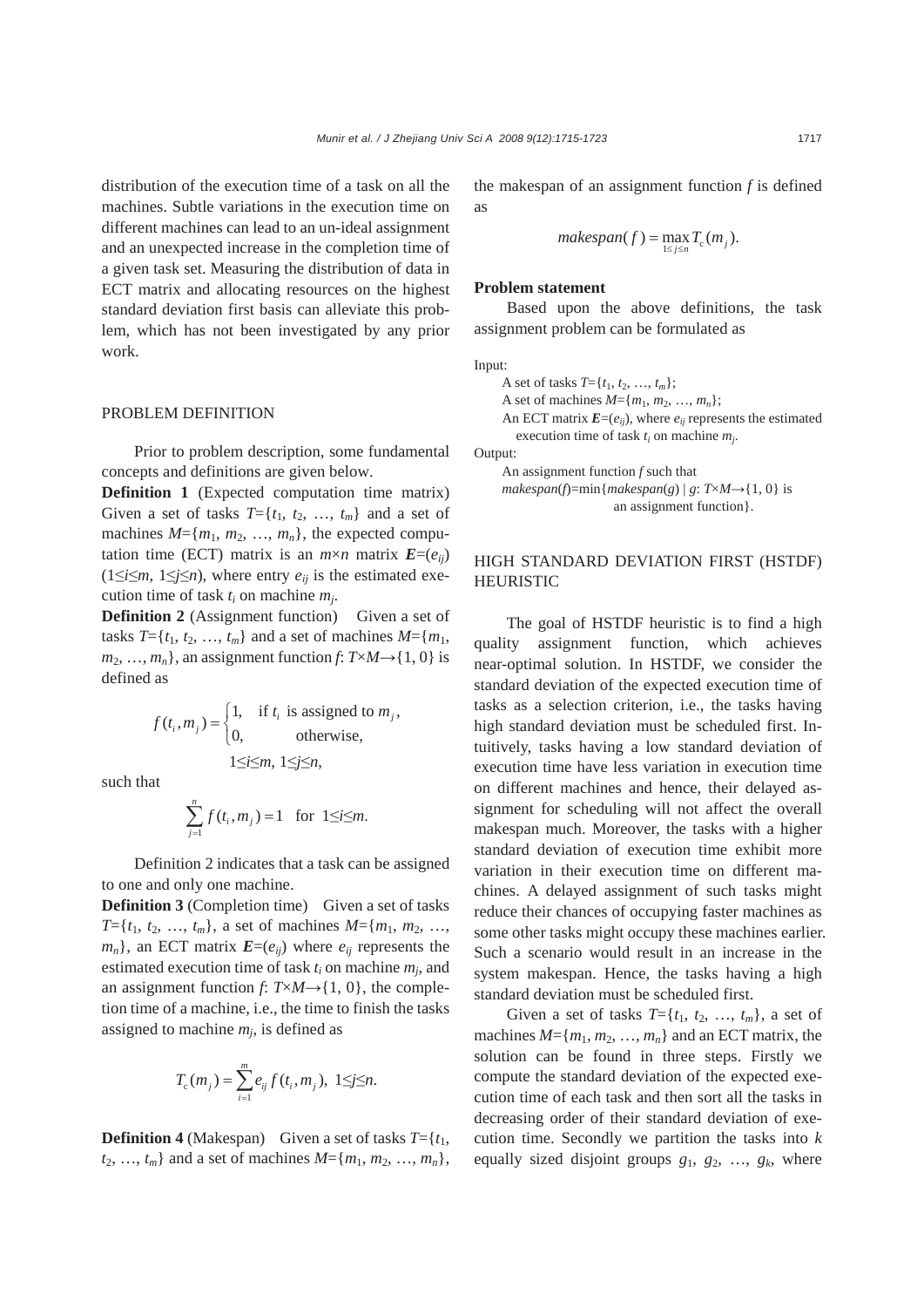distribution of the execution time of a task on all the machines. Subtle variations in the execution time on different machines can lead to an un-ideal assignment and an unexpected increase in the completion time of a given task set. Measuring the distribution of data in ECT matrix and allocating resources on the highest standard deviation first basis can alleviate this problem, which has not been investigated by any prior work.

## PROBLEM DEFINITION

Prior to problem description, some fundamental concepts and definitions are given below.

**Definition 1** (Expected computation time matrix) Given a set of tasks $T=\{t_1, t_2, \ldots, t_m\}$ and a set of machines $M=\{m_1, m_2, \ldots, m_n\}$, the expected computation time (ECT) matrix is an $m\times n$ matrix $\boldsymbol{E}=(e_{ij})$ ($1\le i\le m$, $1\le j\le n$), where entry $e_{ij}$ is the estimated execution time of task $t_i$ on machine $m_j$.

**Definition 2** (Assignment function) Given a set of tasks $T=\{t_1, t_2, \ldots, t_m\}$ and a set of machines $M=\{m_1, m_2, \ldots, m_n\}$, an assignment function $f$: $T\times M\rightarrow\{1, 0\}$ is defined as

$$f(t_i, m_j)=\begin{cases}1, & \text{if } t_i \text{ is assigned to } m_j,\\ 0, & \text{otherwise,}\end{cases}$$
$$1\le i\le m,\ 1\le j\le n,$$

such that

$$\sum_{j=1}^{n} f(t_i, m_j)=1 \quad \text{for } 1\le i\le m.$$

Definition 2 indicates that a task can be assigned to one and only one machine.

**Definition 3** (Completion time) Given a set of tasks $T=\{t_1, t_2, \ldots, t_m\}$, a set of machines $M=\{m_1, m_2, \ldots, m_n\}$, an ECT matrix $\boldsymbol{E}=(e_{ij})$ where $e_{ij}$ represents the estimated execution time of task $t_i$ on machine $m_j$, and an assignment function $f$: $T\times M\rightarrow\{1, 0\}$, the completion time of a machine, i.e., the time to finish the tasks assigned to machine $m_j$, is defined as

$$T_{\mathrm{c}}(m_j)=\sum_{i=1}^{m} e_{ij} f(t_i, m_j),\ 1\le j\le n.$$

**Definition 4** (Makespan) Given a set of tasks $T=\{t_1, t_2, \ldots, t_m\}$ and a set of machines $M=\{m_1, m_2, \ldots, m_n\}$, the makespan of an assignment function $f$ is defined as

$$makespan(f)=\max_{1\le j\le n} T_c(m_j).$$

**Problem statement**

Based upon the above definitions, the task assignment problem can be formulated as

Input:
- A set of tasks $T=\{t_1, t_2, \ldots, t_m\}$;
- A set of machines $M=\{m_1, m_2, \ldots, m_n\}$;
- An ECT matrix $\boldsymbol{E}=(e_{ij})$, where $e_{ij}$ represents the estimated execution time of task $t_i$ on machine $m_j$.

Output:
- An assignment function $f$ such that $makespan(f)=\min\{makespan(g) \mid g: T\times M\rightarrow\{1, 0\}$ is an assignment function$\}$.

## HIGH STANDARD DEVIATION FIRST (HSTDF) HEURISTIC

The goal of HSTDF heuristic is to find a high quality assignment function, which achieves near-optimal solution. In HSTDF, we consider the standard deviation of the expected execution time of tasks as a selection criterion, i.e., the tasks having high standard deviation must be scheduled first. Intuitively, tasks having a low standard deviation of execution time have less variation in execution time on different machines and hence, their delayed assignment for scheduling will not affect the overall makespan much. Moreover, the tasks with a higher standard deviation of execution time exhibit more variation in their execution time on different machines. A delayed assignment of such tasks might reduce their chances of occupying faster machines as some other tasks might occupy these machines earlier. Such a scenario would result in an increase in the system makespan. Hence, the tasks having a high standard deviation must be scheduled first.

Given a set of tasks $T=\{t_1, t_2, \ldots, t_m\}$, a set of machines $M=\{m_1, m_2, \ldots, m_n\}$ and an ECT matrix, the solution can be found in three steps. Firstly we compute the standard deviation of the expected execution time of each task and then sort all the tasks in decreasing order of their standard deviation of execution time. Secondly we partition the tasks into $k$ equally sized disjoint groups $g_1, g_2, \ldots, g_k$, where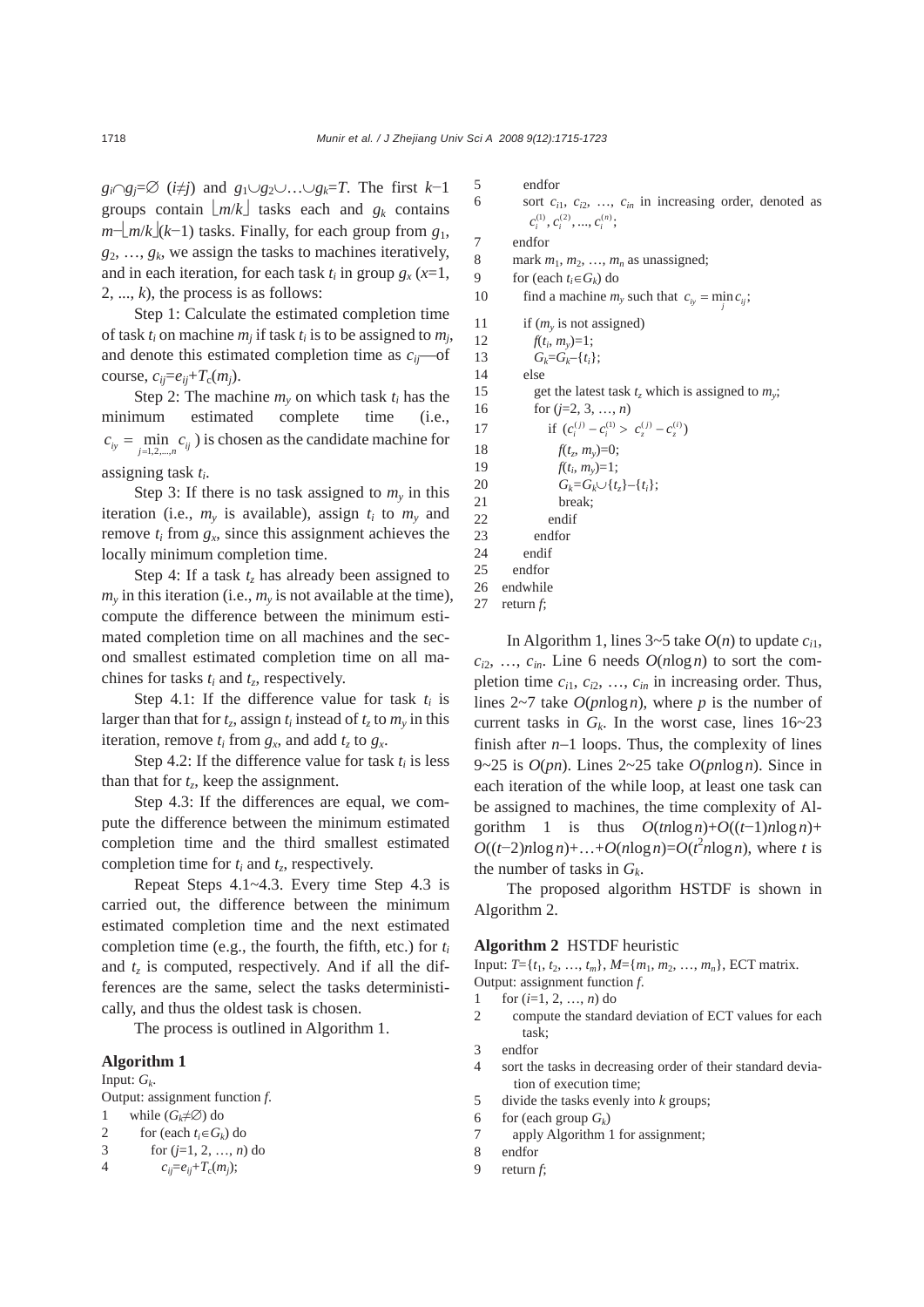$g_i \cap g_j = \varnothing$ ($i \neq j$) and $g_1 \cup g_2 \cup \ldots \cup g_k = T$. The first $k-1$ groups contain $\lfloor m/k \rfloor$ tasks each and $g_k$ contains $m - \lfloor m/k \rfloor (k-1)$ tasks. Finally, for each group from $g_1$, $g_2$, …, $g_k$, we assign the tasks to machines iteratively, and in each iteration, for each task $t_i$ in group $g_x$ ($x$=1, 2, ..., $k$), the process is as follows:

Step 1: Calculate the estimated completion time of task $t_i$ on machine $m_j$ if task $t_i$ is to be assigned to $m_j$, and denote this estimated completion time as $c_{ij}$—of course, $c_{ij} = e_{ij} + T_c(m_j)$.

Step 2: The machine $m_y$ on which task $t_i$ has the minimum estimated complete time (i.e., $c_{iy} = \min_{j=1,2,\ldots,n} c_{ij}$) is chosen as the candidate machine for assigning task $t_i$.

Step 3: If there is no task assigned to $m_y$ in this iteration (i.e., $m_y$ is available), assign $t_i$ to $m_y$ and remove $t_i$ from $g_x$, since this assignment achieves the locally minimum completion time.

Step 4: If a task $t_z$ has already been assigned to $m_y$ in this iteration (i.e., $m_y$ is not available at the time), compute the difference between the minimum estimated completion time on all machines and the second smallest estimated completion time on all machines for tasks $t_i$ and $t_z$, respectively.

Step 4.1: If the difference value for task $t_i$ is larger than that for $t_z$, assign $t_i$ instead of $t_z$ to $m_y$ in this iteration, remove $t_i$ from $g_x$, and add $t_z$ to $g_x$.

Step 4.2: If the difference value for task $t_i$ is less than that for $t_z$, keep the assignment.

Step 4.3: If the differences are equal, we compute the difference between the minimum estimated completion time and the third smallest estimated completion time for $t_i$ and $t_z$, respectively.

Repeat Steps 4.1~4.3. Every time Step 4.3 is carried out, the difference between the minimum estimated completion time and the next estimated completion time (e.g., the fourth, the fifth, etc.) for $t_i$ and $t_z$ is computed, respectively. And if all the differences are the same, select the tasks deterministically, and thus the oldest task is chosen.

The process is outlined in Algorithm 1.

**Algorithm 1**

Input: $G_k$.
Output: assignment function $f$.

```
1   while (G_k≠∅) do
2     for (each t_i∈G_k) do
3       for (j=1, 2, …, n) do
4         c_ij=e_ij+T_c(m_j);
5       endfor
6       sort c_i1, c_i2, …, c_in in increasing order, denoted as
          c_i^(1), c_i^(2), ..., c_i^(n);
7     endfor
8     mark m_1, m_2, …, m_n as unassigned;
9     for (each t_i∈G_k) do
10      find a machine m_y such that c_iy = min_j c_ij;
11      if (m_y is not assigned)
12        f(t_i, m_y)=1;
13        G_k=G_k−{t_i};
14      else
15        get the latest task t_z which is assigned to m_y;
16        for (j=2, 3, …, n)
17          if (c_i^(j) − c_i^(1) > c_z^(j) − c_z^(1))
18            f(t_z, m_y)=0;
19            f(t_i, m_y)=1;
20            G_k=G_k∪{t_z}−{t_i};
21            break;
22          endif
23        endfor
24      endif
25    endfor
26  endwhile
27  return f;
```

In Algorithm 1, lines 3~5 take $O(n)$ to update $c_{i1}$, $c_{i2}$, …, $c_{in}$. Line 6 needs $O(n\log n)$ to sort the completion time $c_{i1}$, $c_{i2}$, …, $c_{in}$ in increasing order. Thus, lines 2~7 take $O(pn\log n)$, where $p$ is the number of current tasks in $G_k$. In the worst case, lines 16~23 finish after $n-1$ loops. Thus, the complexity of lines 9~25 is $O(pn)$. Lines 2~25 take $O(pn\log n)$. Since in each iteration of the while loop, at least one task can be assigned to machines, the time complexity of Algorithm 1 is thus $O(tn\log n)+O((t-1)n\log n)+O((t-2)n\log n)+\ldots+O(n\log n)=O(t^2 n\log n)$, where $t$ is the number of tasks in $G_k$.

The proposed algorithm HSTDF is shown in Algorithm 2.

**Algorithm 2** HSTDF heuristic

Input: $T=\{t_1, t_2, \ldots, t_m\}$, $M=\{m_1, m_2, \ldots, m_n\}$, ECT matrix.
Output: assignment function $f$.

```
1   for (i=1, 2, …, n) do
2     compute the standard deviation of ECT values for each
        task;
3   endfor
4   sort the tasks in decreasing order of their standard devia-
      tion of execution time;
5   divide the tasks evenly into k groups;
6   for (each group G_k)
7     apply Algorithm 1 for assignment;
8   endfor
9   return f;
```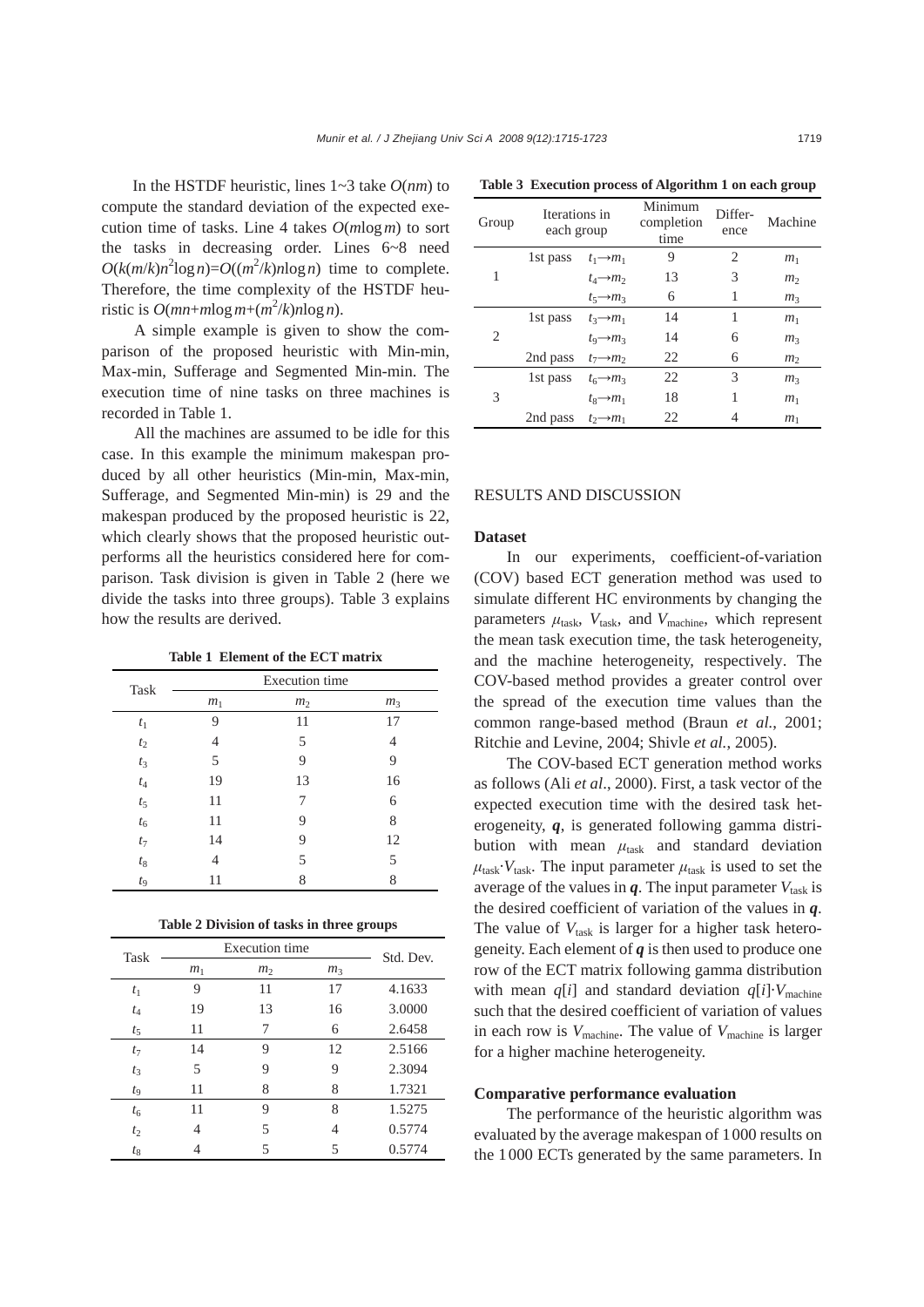In the HSTDF heuristic, lines 1~3 take $O(nm)$ to compute the standard deviation of the expected execution time of tasks. Line 4 takes $O(m\log m)$ to sort the tasks in decreasing order. Lines 6~8 need $O(k(m/k)n^2\log n)=O((m^2/k)n\log n)$ time to complete. Therefore, the time complexity of the HSTDF heuristic is $O(mn+m\log m+(m^2/k)n\log n)$.

A simple example is given to show the comparison of the proposed heuristic with Min-min, Max-min, Sufferage and Segmented Min-min. The execution time of nine tasks on three machines is recorded in Table 1.

All the machines are assumed to be idle for this case. In this example the minimum makespan produced by all other heuristics (Min-min, Max-min, Sufferage, and Segmented Min-min) is 29 and the makespan produced by the proposed heuristic is 22, which clearly shows that the proposed heuristic outperforms all the heuristics considered here for comparison. Task division is given in Table 2 (here we divide the tasks into three groups). Table 3 explains how the results are derived.

**Table 1 Element of the ECT matrix**

| Task | Execution time | | |
|---|---|---|---|
| | $m_1$ | $m_2$ | $m_3$ |
| $t_1$ | 9 | 11 | 17 |
| $t_2$ | 4 | 5 | 4 |
| $t_3$ | 5 | 9 | 9 |
| $t_4$ | 19 | 13 | 16 |
| $t_5$ | 11 | 7 | 6 |
| $t_6$ | 11 | 9 | 8 |
| $t_7$ | 14 | 9 | 12 |
| $t_8$ | 4 | 5 | 5 |
| $t_9$ | 11 | 8 | 8 |

**Table 2 Division of tasks in three groups**

| Task | Execution time | | | Std. Dev. |
|---|---|---|---|---|
| | $m_1$ | $m_2$ | $m_3$ | |
| $t_1$ | 9 | 11 | 17 | 4.1633 |
| $t_4$ | 19 | 13 | 16 | 3.0000 |
| $t_5$ | 11 | 7 | 6 | 2.6458 |
| $t_7$ | 14 | 9 | 12 | 2.5166 |
| $t_3$ | 5 | 9 | 9 | 2.3094 |
| $t_9$ | 11 | 8 | 8 | 1.7321 |
| $t_6$ | 11 | 9 | 8 | 1.5275 |
| $t_2$ | 4 | 5 | 4 | 0.5774 |
| $t_8$ | 4 | 5 | 5 | 0.5774 |

**Table 3 Execution process of Algorithm 1 on each group**

| Group | Iterations in each group | | Minimum completion time | Difference | Machine |
|---|---|---|---|---|---|
| 1 | 1st pass | $t_1 \rightarrow m_1$ | 9 | 2 | $m_1$ |
| | | $t_4 \rightarrow m_2$ | 13 | 3 | $m_2$ |
| | | $t_5 \rightarrow m_3$ | 6 | 1 | $m_3$ |
| 2 | 1st pass | $t_3 \rightarrow m_1$ | 14 | 1 | $m_1$ |
| | | $t_9 \rightarrow m_3$ | 14 | 6 | $m_3$ |
| | 2nd pass | $t_7 \rightarrow m_2$ | 22 | 6 | $m_2$ |
| 3 | 1st pass | $t_6 \rightarrow m_3$ | 22 | 3 | $m_3$ |
| | | $t_8 \rightarrow m_1$ | 18 | 1 | $m_1$ |
| | 2nd pass | $t_2 \rightarrow m_1$ | 22 | 4 | $m_1$ |

## RESULTS AND DISCUSSION

### Dataset

In our experiments, coefficient-of-variation (COV) based ECT generation method was used to simulate different HC environments by changing the parameters $\mu_{\text{task}}$, $V_{\text{task}}$, and $V_{\text{machine}}$, which represent the mean task execution time, the task heterogeneity, and the machine heterogeneity, respectively. The COV-based method provides a greater control over the spread of the execution time values than the common range-based method (Braun *et al.*, 2001; Ritchie and Levine, 2004; Shivle *et al.*, 2005).

The COV-based ECT generation method works as follows (Ali *et al*., 2000). First, a task vector of the expected execution time with the desired task heterogeneity, $\boldsymbol{q}$, is generated following gamma distribution with mean $\mu_{\text{task}}$ and standard deviation $\mu_{\text{task}}\cdot V_{\text{task}}$. The input parameter $\mu_{\text{task}}$ is used to set the average of the values in $\boldsymbol{q}$. The input parameter $V_{\text{task}}$ is the desired coefficient of variation of the values in $\boldsymbol{q}$. The value of $V_{\text{task}}$ is larger for a higher task heterogeneity. Each element of $\boldsymbol{q}$ is then used to produce one row of the ECT matrix following gamma distribution with mean $q[i]$ and standard deviation $q[i]\cdot V_{\text{machine}}$ such that the desired coefficient of variation of values in each row is $V_{\text{machine}}$. The value of $V_{\text{machine}}$ is larger for a higher machine heterogeneity.

### Comparative performance evaluation

The performance of the heuristic algorithm was evaluated by the average makespan of 1000 results on the 1000 ECTs generated by the same parameters. In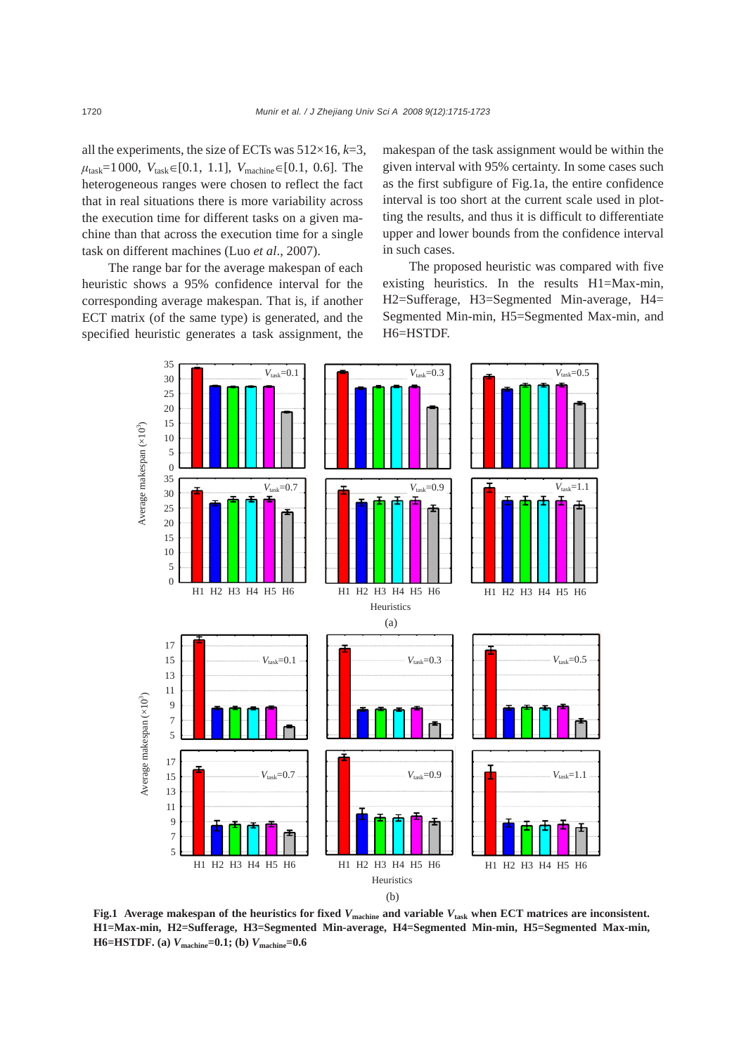all the experiments, the size of ECTs was 512×16, $k$=3, $\mu_{task}$=1000, $V_{task}\in$[0.1, 1.1], $V_{machine}\in$[0.1, 0.6]. The heterogeneous ranges were chosen to reflect the fact that in real situations there is more variability across the execution time for different tasks on a given machine than that across the execution time for a single task on different machines (Luo *et al*., 2007).

The range bar for the average makespan of each heuristic shows a 95% confidence interval for the corresponding average makespan. That is, if another ECT matrix (of the same type) is generated, and the specified heuristic generates a task assignment, the makespan of the task assignment would be within the given interval with 95% certainty. In some cases such as the first subfigure of Fig.1a, the entire confidence interval is too short at the current scale used in plotting the results, and thus it is difficult to differentiate upper and lower bounds from the confidence interval in such cases.

The proposed heuristic was compared with five existing heuristics. In the results H1=Max-min, H2=Sufferage, H3=Segmented Min-average, H4=Segmented Min-min, H5=Segmented Max-min, and H6=HSTDF.

**Fig.1 Average makespan of the heuristics for fixed $V_{machine}$ and variable $V_{task}$ when ECT matrices are inconsistent. H1=Max-min, H2=Sufferage, H3=Segmented Min-average, H4=Segmented Min-min, H5=Segmented Max-min, H6=HSTDF. (a) $V_{machine}$=0.1; (b) $V_{machine}$=0.6**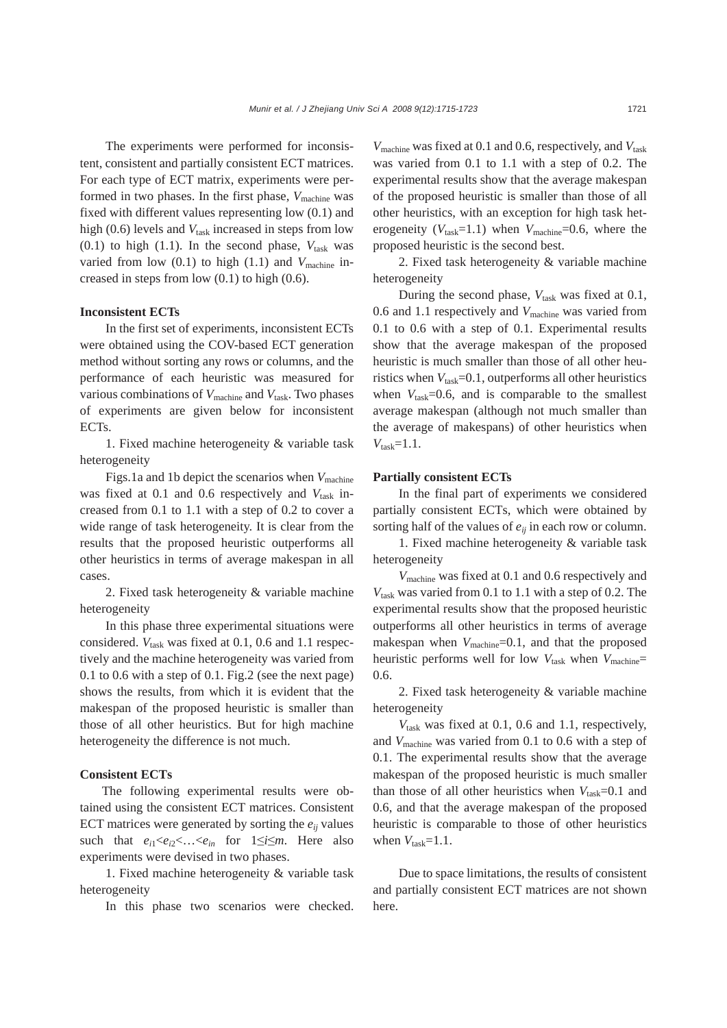The experiments were performed for inconsistent, consistent and partially consistent ECT matrices. For each type of ECT matrix, experiments were performed in two phases. In the first phase, $V_{\text{machine}}$ was fixed with different values representing low (0.1) and high (0.6) levels and $V_{\text{task}}$ increased in steps from low (0.1) to high (1.1). In the second phase, $V_{\text{task}}$ was varied from low (0.1) to high (1.1) and $V_{\text{machine}}$ increased in steps from low (0.1) to high (0.6).

**Inconsistent ECTs**

In the first set of experiments, inconsistent ECTs were obtained using the COV-based ECT generation method without sorting any rows or columns, and the performance of each heuristic was measured for various combinations of $V_{\text{machine}}$ and $V_{\text{task}}$. Two phases of experiments are given below for inconsistent ECTs.

1. Fixed machine heterogeneity & variable task heterogeneity

Figs.1a and 1b depict the scenarios when $V_{\text{machine}}$ was fixed at 0.1 and 0.6 respectively and $V_{\text{task}}$ increased from 0.1 to 1.1 with a step of 0.2 to cover a wide range of task heterogeneity. It is clear from the results that the proposed heuristic outperforms all other heuristics in terms of average makespan in all cases.

2. Fixed task heterogeneity & variable machine heterogeneity

In this phase three experimental situations were considered. $V_{\text{task}}$ was fixed at 0.1, 0.6 and 1.1 respectively and the machine heterogeneity was varied from 0.1 to 0.6 with a step of 0.1. Fig.2 (see the next page) shows the results, from which it is evident that the makespan of the proposed heuristic is smaller than those of all other heuristics. But for high machine heterogeneity the difference is not much.

**Consistent ECTs**

The following experimental results were obtained using the consistent ECT matrices. Consistent ECT matrices were generated by sorting the $e_{ij}$ values such that $e_{i1}<e_{i2}<\ldots<e_{in}$ for $1\leq i\leq m$. Here also experiments were devised in two phases.

1. Fixed machine heterogeneity & variable task heterogeneity

In this phase two scenarios were checked. $V_{\text{machine}}$ was fixed at 0.1 and 0.6, respectively, and $V_{\text{task}}$ was varied from 0.1 to 1.1 with a step of 0.2. The experimental results show that the average makespan of the proposed heuristic is smaller than those of all other heuristics, with an exception for high task heterogeneity ($V_{\text{task}}$=1.1) when $V_{\text{machine}}$=0.6, where the proposed heuristic is the second best.

2. Fixed task heterogeneity & variable machine heterogeneity

During the second phase, $V_{\text{task}}$ was fixed at 0.1, 0.6 and 1.1 respectively and $V_{\text{machine}}$ was varied from 0.1 to 0.6 with a step of 0.1. Experimental results show that the average makespan of the proposed heuristic is much smaller than those of all other heuristics when $V_{\text{task}}$=0.1, outperforms all other heuristics when $V_{\text{task}}$=0.6, and is comparable to the smallest average makespan (although not much smaller than the average of makespans) of other heuristics when $V_{\text{task}}$=1.1.

**Partially consistent ECTs**

In the final part of experiments we considered partially consistent ECTs, which were obtained by sorting half of the values of $e_{ij}$ in each row or column.

1. Fixed machine heterogeneity & variable task heterogeneity

$V_{\text{machine}}$ was fixed at 0.1 and 0.6 respectively and $V_{\text{task}}$ was varied from 0.1 to 1.1 with a step of 0.2. The experimental results show that the proposed heuristic outperforms all other heuristics in terms of average makespan when $V_{\text{machine}}$=0.1, and that the proposed heuristic performs well for low $V_{\text{task}}$ when $V_{\text{machine}}$=0.6.

2. Fixed task heterogeneity & variable machine heterogeneity

$V_{\text{task}}$ was fixed at 0.1, 0.6 and 1.1, respectively, and $V_{\text{machine}}$ was varied from 0.1 to 0.6 with a step of 0.1. The experimental results show that the average makespan of the proposed heuristic is much smaller than those of all other heuristics when $V_{\text{task}}$=0.1 and 0.6, and that the average makespan of the proposed heuristic is comparable to those of other heuristics when $V_{\text{task}}$=1.1.

Due to space limitations, the results of consistent and partially consistent ECT matrices are not shown here.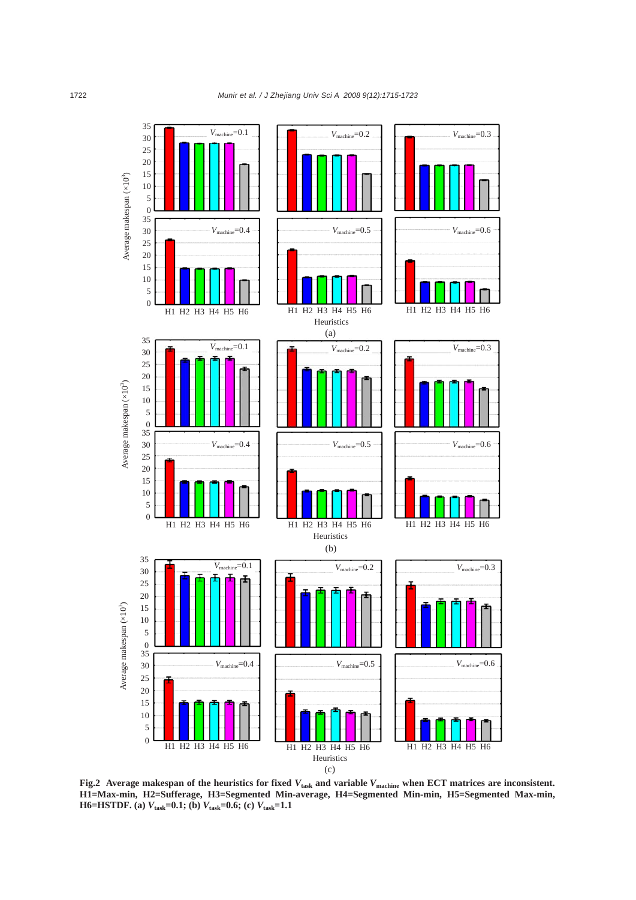**Fig.2 Average makespan of the heuristics for fixed $V_{task}$ and variable $V_{machine}$ when ECT matrices are inconsistent. H1=Max-min, H2=Sufferage, H3=Segmented Min-average, H4=Segmented Min-min, H5=Segmented Max-min, H6=HSTDF. (a) $V_{task}$=0.1; (b) $V_{task}$=0.6; (c) $V_{task}$=1.1**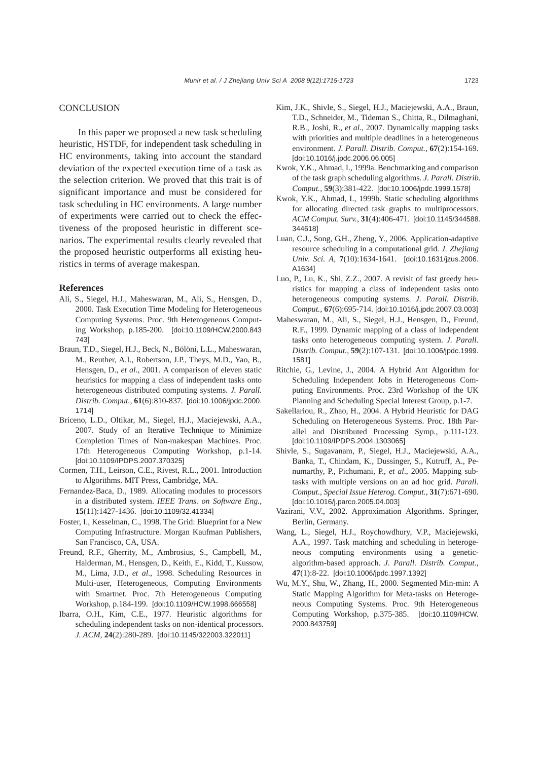## CONCLUSION

In this paper we proposed a new task scheduling heuristic, HSTDF, for independent task scheduling in HC environments, taking into account the standard deviation of the expected execution time of a task as the selection criterion. We proved that this trait is of significant importance and must be considered for task scheduling in HC environments. A large number of experiments were carried out to check the effectiveness of the proposed heuristic in different scenarios. The experimental results clearly revealed that the proposed heuristic outperforms all existing heuristics in terms of average makespan.

### References

Ali, S., Siegel, H.J., Maheswaran, M., Ali, S., Hensgen, D., 2000. Task Execution Time Modeling for Heterogeneous Computing Systems. Proc. 9th Heterogeneous Computing Workshop, p.185-200. [doi:10.1109/HCW.2000.843743]

Braun, T.D., Siegel, H.J., Beck, N., Bölöni, L.L., Maheswaran, M., Reuther, A.I., Robertson, J.P., Theys, M.D., Yao, B., Hensgen, D., *et al*., 2001. A comparison of eleven static heuristics for mapping a class of independent tasks onto heterogeneous distributed computing systems. *J. Parall. Distrib. Comput.*, **61**(6):810-837. [doi:10.1006/jpdc.2000.1714]

Briceno, L.D., Oltikar, M., Siegel, H.J., Maciejewski, A.A., 2007. Study of an Iterative Technique to Minimize Completion Times of Non-makespan Machines. Proc. 17th Heterogeneous Computing Workshop, p.1-14. [doi:10.1109/IPDPS.2007.370325]

Cormen, T.H., Leirson, C.E., Rivest, R.L., 2001. Introduction to Algorithms. MIT Press, Cambridge, MA.

Fernandez-Baca, D., 1989. Allocating modules to processors in a distributed system. *IEEE Trans. on Software Eng.*, **15**(11):1427-1436. [doi:10.1109/32.41334]

Foster, I., Kesselman, C., 1998. The Grid: Blueprint for a New Computing Infrastructure. Morgan Kaufman Publishers, San Francisco, CA, USA.

Freund, R.F., Gherrity, M., Ambrosius, S., Campbell, M., Halderman, M., Hensgen, D., Keith, E., Kidd, T., Kussow, M., Lima, J.D., *et al*., 1998. Scheduling Resources in Multi-user, Heterogeneous, Computing Environments with Smartnet. Proc. 7th Heterogeneous Computing Workshop, p.184-199. [doi:10.1109/HCW.1998.666558]

Ibarra, O.H., Kim, C.E., 1977. Heuristic algorithms for scheduling independent tasks on non-identical processors. *J. ACM*, **24**(2):280-289. [doi:10.1145/322003.322011]

Kim, J.K., Shivle, S., Siegel, H.J., Maciejewski, A.A., Braun, T.D., Schneider, M., Tideman S., Chitta, R., Dilmaghani, R.B., Joshi, R., *et al*., 2007. Dynamically mapping tasks with priorities and multiple deadlines in a heterogeneous environment. *J. Parall. Distrib. Comput.*, **67**(2):154-169. [doi:10.1016/j.jpdc.2006.06.005]

Kwok, Y.K., Ahmad, I., 1999a. Benchmarking and comparison of the task graph scheduling algorithms. *J. Parall. Distrib. Comput.*, **59**(3):381-422. [doi:10.1006/jpdc.1999.1578]

Kwok, Y.K., Ahmad, I., 1999b. Static scheduling algorithms for allocating directed task graphs to multiprocessors. *ACM Comput. Surv.*, **31**(4):406-471. [doi:10.1145/344588.344618]

Luan, C.J., Song, G.H., Zheng, Y., 2006. Application-adaptive resource scheduling in a computational grid. *J. Zhejiang Univ. Sci. A*, **7**(10):1634-1641. [doi:10.1631/jzus.2006.A1634]

Luo, P., Lu, K., Shi, Z.Z., 2007. A revisit of fast greedy heuristics for mapping a class of independent tasks onto heterogeneous computing systems. *J. Parall. Distrib. Comput.*, **67**(6):695-714. [doi:10.1016/j.jpdc.2007.03.003]

Maheswaran, M., Ali, S., Siegel, H.J., Hensgen, D., Freund, R.F., 1999. Dynamic mapping of a class of independent tasks onto heterogeneous computing system. *J. Parall. Distrib. Comput.*, **59**(2):107-131. [doi:10.1006/jpdc.1999.1581]

Ritchie, G., Levine, J., 2004. A Hybrid Ant Algorithm for Scheduling Independent Jobs in Heterogeneous Computing Environments. Proc. 23rd Workshop of the UK Planning and Scheduling Special Interest Group, p.1-7.

Sakellariou, R., Zhao, H., 2004. A Hybrid Heuristic for DAG Scheduling on Heterogeneous Systems. Proc. 18th Parallel and Distributed Processing Symp., p.111-123. [doi:10.1109/IPDPS.2004.1303065]

Shivle, S., Sugavanam, P., Siegel, H.J., Maciejewski, A.A., Banka, T., Chindam, K., Dussinger, S., Kutruff, A., Penumarthy, P., Pichumani, P., *et al*., 2005. Mapping subtasks with multiple versions on an ad hoc grid. *Parall. Comput., Special Issue Heterog. Comput.*, **31**(7):671-690. [doi:10.1016/j.parco.2005.04.003]

Vazirani, V.V., 2002. Approximation Algorithms. Springer, Berlin, Germany.

Wang, L., Siegel, H.J., Roychowdhury, V.P., Maciejewski, A.A., 1997. Task matching and scheduling in heterogeneous computing environments using a genetic-algorithm-based approach. *J. Parall. Distrib. Comput.*, **47**(1):8-22. [doi:10.1006/jpdc.1997.1392]

Wu, M.Y., Shu, W., Zhang, H., 2000. Segmented Min-min: A Static Mapping Algorithm for Meta-tasks on Heterogeneous Computing Systems. Proc. 9th Heterogeneous Computing Workshop, p.375-385. [doi:10.1109/HCW.2000.843759]